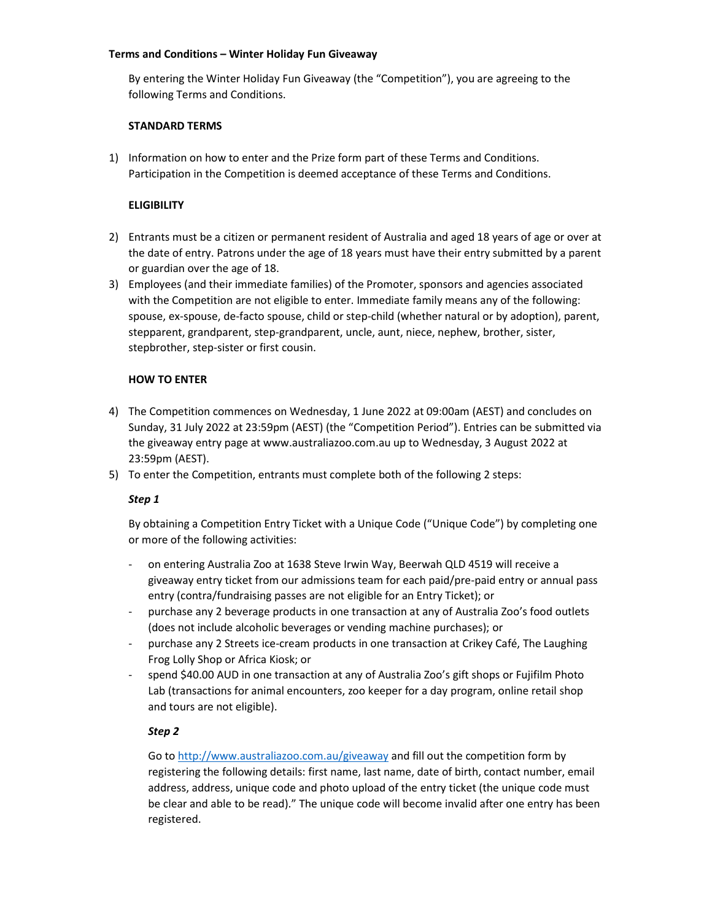**Terms and Conditions – Winter Holiday Fun Giveaway**

By entering the Winter Holiday Fun Giveaway (the "Competition"), you are agreeing to the following Terms and Conditions.

**STANDARD TERMS**

1) Information on how to enter and the Prize form part of these Terms and Conditions. Participation in the Competition is deemed acceptance of these Terms and Conditions.

**ELIGIBILITY**

2) Entrants must be a citizen or permanent resident of Australia and aged 18 years of age or over at the date of entry. Patrons under the age of 18 years must have their entry submitted by a parent or guardian over the age of 18.
3) Employees (and their immediate families) of the Promoter, sponsors and agencies associated with the Competition are not eligible to enter. Immediate family means any of the following: spouse, ex-spouse, de-facto spouse, child or step-child (whether natural or by adoption), parent, stepparent, grandparent, step-grandparent, uncle, aunt, niece, nephew, brother, sister, stepbrother, step-sister or first cousin.

**HOW TO ENTER**

4) The Competition commences on Wednesday, 1 June 2022 at 09:00am (AEST) and concludes on Sunday, 31 July 2022 at 23:59pm (AEST) (the "Competition Period"). Entries can be submitted via the giveaway entry page at www.australiazoo.com.au up to Wednesday, 3 August 2022 at 23:59pm (AEST).
5) To enter the Competition, entrants must complete both of the following 2 steps:

***Step 1***

By obtaining a Competition Entry Ticket with a Unique Code ("Unique Code") by completing one or more of the following activities:

- on entering Australia Zoo at 1638 Steve Irwin Way, Beerwah QLD 4519 will receive a giveaway entry ticket from our admissions team for each paid/pre-paid entry or annual pass entry (contra/fundraising passes are not eligible for an Entry Ticket); or
- purchase any 2 beverage products in one transaction at any of Australia Zoo's food outlets (does not include alcoholic beverages or vending machine purchases); or
- purchase any 2 Streets ice-cream products in one transaction at Crikey Café, The Laughing Frog Lolly Shop or Africa Kiosk; or
- spend $40.00 AUD in one transaction at any of Australia Zoo's gift shops or Fujifilm Photo Lab (transactions for animal encounters, zoo keeper for a day program, online retail shop and tours are not eligible).

***Step 2***

Go to [http://www.australiazoo.com.au/giveaway](http://www.australiazoo.com.au/giveaway) and fill out the competition form by registering the following details: first name, last name, date of birth, contact number, email address, address, unique code and photo upload of the entry ticket (the unique code must be clear and able to be read)." The unique code will become invalid after one entry has been registered.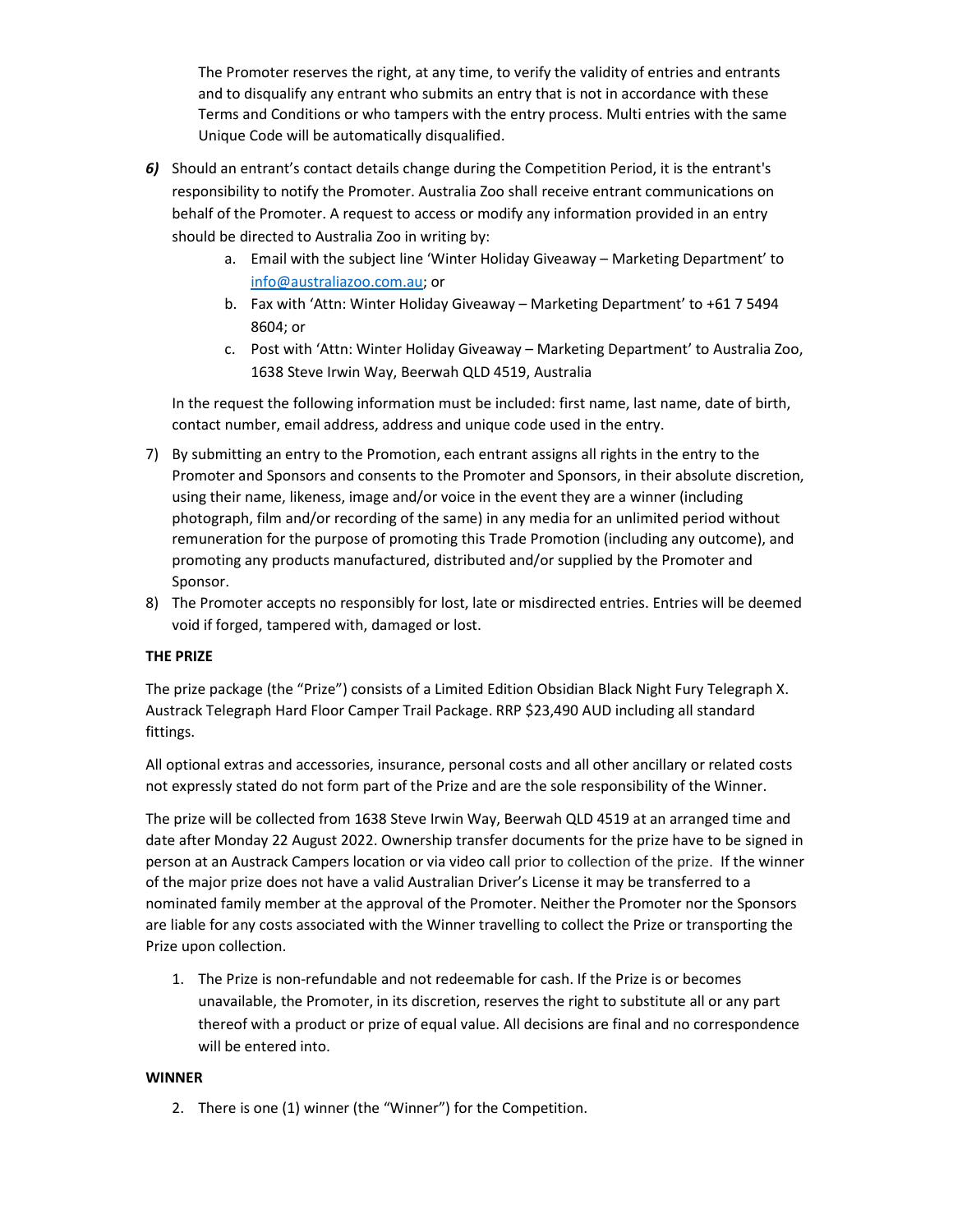The Promoter reserves the right, at any time, to verify the validity of entries and entrants and to disqualify any entrant who submits an entry that is not in accordance with these Terms and Conditions or who tampers with the entry process. Multi entries with the same Unique Code will be automatically disqualified.

***6)*** Should an entrant's contact details change during the Competition Period, it is the entrant's responsibility to notify the Promoter. Australia Zoo shall receive entrant communications on behalf of the Promoter. A request to access or modify any information provided in an entry should be directed to Australia Zoo in writing by:

   a. Email with the subject line 'Winter Holiday Giveaway – Marketing Department' to info@australiazoo.com.au; or
   b. Fax with 'Attn: Winter Holiday Giveaway – Marketing Department' to +61 7 5494 8604; or
   c. Post with 'Attn: Winter Holiday Giveaway – Marketing Department' to Australia Zoo, 1638 Steve Irwin Way, Beerwah QLD 4519, Australia

In the request the following information must be included: first name, last name, date of birth, contact number, email address, address and unique code used in the entry.

7) By submitting an entry to the Promotion, each entrant assigns all rights in the entry to the Promoter and Sponsors and consents to the Promoter and Sponsors, in their absolute discretion, using their name, likeness, image and/or voice in the event they are a winner (including photograph, film and/or recording of the same) in any media for an unlimited period without remuneration for the purpose of promoting this Trade Promotion (including any outcome), and promoting any products manufactured, distributed and/or supplied by the Promoter and Sponsor.
8) The Promoter accepts no responsibly for lost, late or misdirected entries. Entries will be deemed void if forged, tampered with, damaged or lost.

**THE PRIZE**

The prize package (the "Prize") consists of a Limited Edition Obsidian Black Night Fury Telegraph X. Austrack Telegraph Hard Floor Camper Trail Package. RRP $23,490 AUD including all standard fittings.

All optional extras and accessories, insurance, personal costs and all other ancillary or related costs not expressly stated do not form part of the Prize and are the sole responsibility of the Winner.

The prize will be collected from 1638 Steve Irwin Way, Beerwah QLD 4519 at an arranged time and date after Monday 22 August 2022. Ownership transfer documents for the prize have to be signed in person at an Austrack Campers location or via video call prior to collection of the prize. If the winner of the major prize does not have a valid Australian Driver's License it may be transferred to a nominated family member at the approval of the Promoter. Neither the Promoter nor the Sponsors are liable for any costs associated with the Winner travelling to collect the Prize or transporting the Prize upon collection.

1. The Prize is non-refundable and not redeemable for cash. If the Prize is or becomes unavailable, the Promoter, in its discretion, reserves the right to substitute all or any part thereof with a product or prize of equal value. All decisions are final and no correspondence will be entered into.

**WINNER**

2. There is one (1) winner (the "Winner") for the Competition.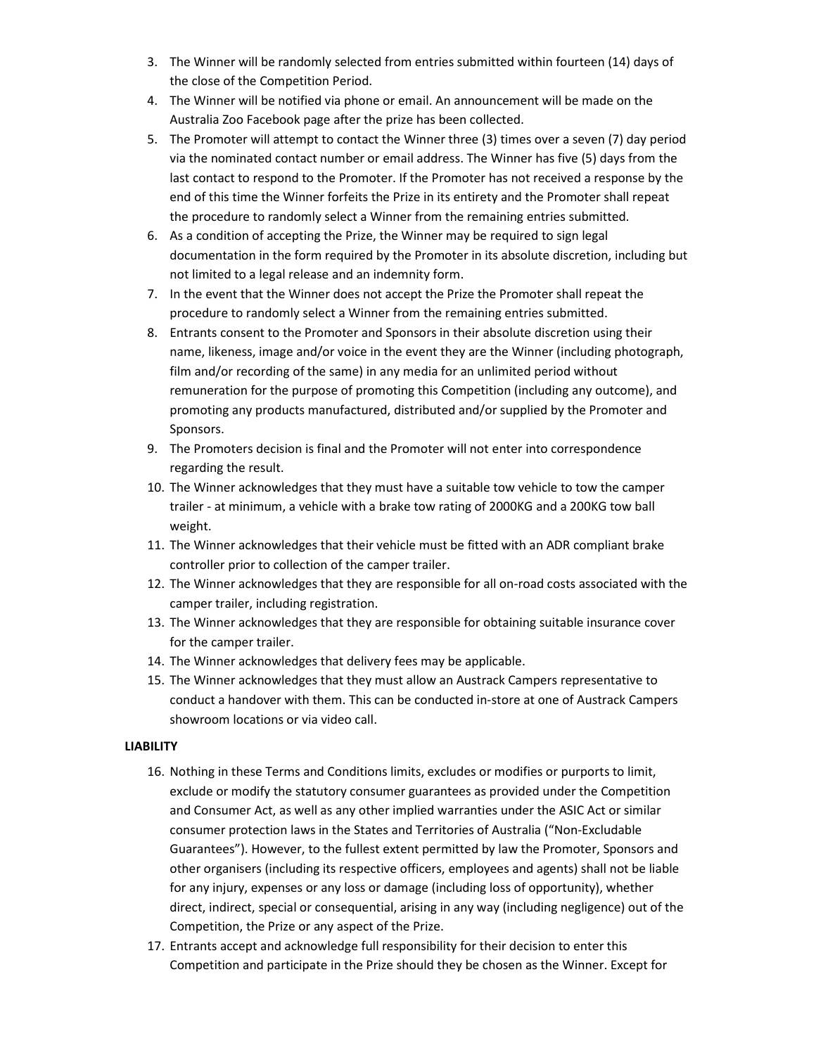3. The Winner will be randomly selected from entries submitted within fourteen (14) days of the close of the Competition Period.
4. The Winner will be notified via phone or email. An announcement will be made on the Australia Zoo Facebook page after the prize has been collected.
5. The Promoter will attempt to contact the Winner three (3) times over a seven (7) day period via the nominated contact number or email address. The Winner has five (5) days from the last contact to respond to the Promoter. If the Promoter has not received a response by the end of this time the Winner forfeits the Prize in its entirety and the Promoter shall repeat the procedure to randomly select a Winner from the remaining entries submitted.
6. As a condition of accepting the Prize, the Winner may be required to sign legal documentation in the form required by the Promoter in its absolute discretion, including but not limited to a legal release and an indemnity form.
7. In the event that the Winner does not accept the Prize the Promoter shall repeat the procedure to randomly select a Winner from the remaining entries submitted.
8. Entrants consent to the Promoter and Sponsors in their absolute discretion using their name, likeness, image and/or voice in the event they are the Winner (including photograph, film and/or recording of the same) in any media for an unlimited period without remuneration for the purpose of promoting this Competition (including any outcome), and promoting any products manufactured, distributed and/or supplied by the Promoter and Sponsors.
9. The Promoters decision is final and the Promoter will not enter into correspondence regarding the result.
10. The Winner acknowledges that they must have a suitable tow vehicle to tow the camper trailer - at minimum, a vehicle with a brake tow rating of 2000KG and a 200KG tow ball weight.
11. The Winner acknowledges that their vehicle must be fitted with an ADR compliant brake controller prior to collection of the camper trailer.
12. The Winner acknowledges that they are responsible for all on-road costs associated with the camper trailer, including registration.
13. The Winner acknowledges that they are responsible for obtaining suitable insurance cover for the camper trailer.
14. The Winner acknowledges that delivery fees may be applicable.
15. The Winner acknowledges that they must allow an Austrack Campers representative to conduct a handover with them. This can be conducted in-store at one of Austrack Campers showroom locations or via video call.

**LIABILITY**

16. Nothing in these Terms and Conditions limits, excludes or modifies or purports to limit, exclude or modify the statutory consumer guarantees as provided under the Competition and Consumer Act, as well as any other implied warranties under the ASIC Act or similar consumer protection laws in the States and Territories of Australia ("Non-Excludable Guarantees"). However, to the fullest extent permitted by law the Promoter, Sponsors and other organisers (including its respective officers, employees and agents) shall not be liable for any injury, expenses or any loss or damage (including loss of opportunity), whether direct, indirect, special or consequential, arising in any way (including negligence) out of the Competition, the Prize or any aspect of the Prize.
17. Entrants accept and acknowledge full responsibility for their decision to enter this Competition and participate in the Prize should they be chosen as the Winner. Except for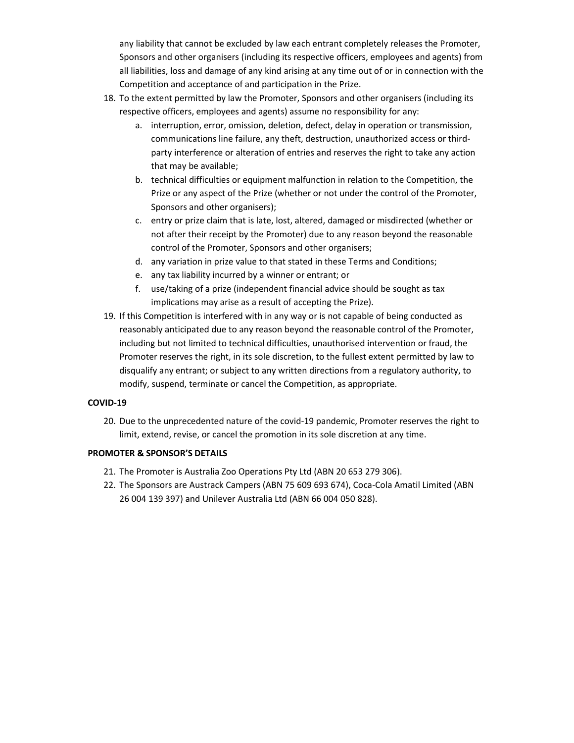any liability that cannot be excluded by law each entrant completely releases the Promoter, Sponsors and other organisers (including its respective officers, employees and agents) from all liabilities, loss and damage of any kind arising at any time out of or in connection with the Competition and acceptance of and participation in the Prize.

18. To the extent permitted by law the Promoter, Sponsors and other organisers (including its respective officers, employees and agents) assume no responsibility for any:
    a. interruption, error, omission, deletion, defect, delay in operation or transmission, communications line failure, any theft, destruction, unauthorized access or third-party interference or alteration of entries and reserves the right to take any action that may be available;
    b. technical difficulties or equipment malfunction in relation to the Competition, the Prize or any aspect of the Prize (whether or not under the control of the Promoter, Sponsors and other organisers);
    c. entry or prize claim that is late, lost, altered, damaged or misdirected (whether or not after their receipt by the Promoter) due to any reason beyond the reasonable control of the Promoter, Sponsors and other organisers;
    d. any variation in prize value to that stated in these Terms and Conditions;
    e. any tax liability incurred by a winner or entrant; or
    f. use/taking of a prize (independent financial advice should be sought as tax implications may arise as a result of accepting the Prize).
19. If this Competition is interfered with in any way or is not capable of being conducted as reasonably anticipated due to any reason beyond the reasonable control of the Promoter, including but not limited to technical difficulties, unauthorised intervention or fraud, the Promoter reserves the right, in its sole discretion, to the fullest extent permitted by law to disqualify any entrant; or subject to any written directions from a regulatory authority, to modify, suspend, terminate or cancel the Competition, as appropriate.

**COVID-19**

20. Due to the unprecedented nature of the covid-19 pandemic, Promoter reserves the right to limit, extend, revise, or cancel the promotion in its sole discretion at any time.

**PROMOTER & SPONSOR'S DETAILS**

21. The Promoter is Australia Zoo Operations Pty Ltd (ABN 20 653 279 306).
22. The Sponsors are Austrack Campers (ABN 75 609 693 674), Coca-Cola Amatil Limited (ABN 26 004 139 397) and Unilever Australia Ltd (ABN 66 004 050 828).